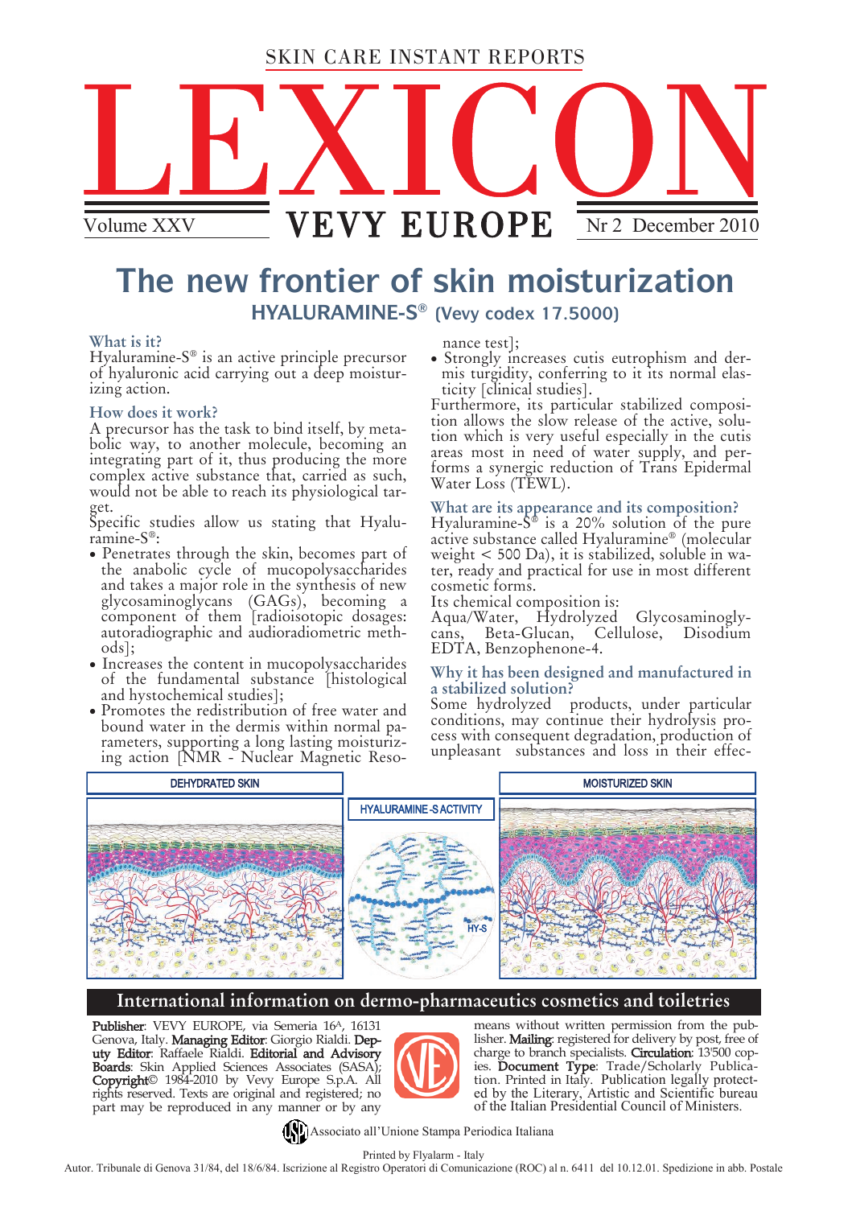SKIN CARE INSTANT REPORTS

# LEXICON

Volume XXV — **VEVY EUROPE** — Nr 2 December 2010

# The new frontier of skin moisturization

## HYALURAMINE-S® (Vevy codex 17.5000)

### What is it?

Hyaluramine-S® is an active principle precursor of hyaluronic acid carrying out a deep moisturizing action.

### How does it work?

A precursor has the task to bind itself, by metabolic way, to another molecule, becoming an integrating part of it, thus producing the more complex active substance that, carried as such, would not be able to reach its physiological target.

Specific studies allow us stating that Hyaluramine-S®:

- Penetrates through the skin, becomes part of the anabolic cycle of mucopolysaccharides and takes a major role in the synthesis of new glycosaminoglycans (GAGs), becoming a component of them [radioisotopic dosages: autoradiographic and audioradiometric methods];
- Increases the content in mucopolysaccharides of the fundamental substance [histological and hystochemical studies];
- Promotes the redistribution of free water and bound water in the dermis within normal parameters, supporting a long lasting moisturizing action [NMR - Nuclear Magnetic Resonance test];
- Strongly increases cutis eutrophism and dermis turgidity, conferring to it its normal elasticity [clinical studies].

Furthermore, its particular stabilized composition allows the slow release of the active, solution which is very useful especially in the cutis areas most in need of water supply, and performs a synergic reduction of Trans Epidermal Water Loss (TEWL).

### What are its appearance and its composition?

Hyaluramine-S® is a 20% solution of the pure active substance called Hyaluramine® (molecular weight < 500 Da), it is stabilized, soluble in water, ready and practical for use in most different cosmetic forms.

Its chemical composition is:
Aqua/Water, Hydrolyzed Glycosaminoglycans, Beta-Glucan, Cellulose, Disodium EDTA, Benzophenone-4.

### Why it has been designed and manufactured in a stabilized solution?

Some hydrolyzed products, under particular conditions, may continue their hydrolysis process with consequent degradation, production of unpleasant substances and loss in their effec-

DEHYDRATED SKIN — HYALURAMINE-S ACTIVITY — MOISTURIZED SKIN

HY-S

## International information on dermo-pharmaceutics cosmetics and toiletries

**Publisher**: VEVY EUROPE, via Semeria 16A, 16131 Genova, Italy. **Managing Editor**: Giorgio Rialdi. **Deputy Editor**: Raffaele Rialdi. **Editorial and Advisory Boards**: Skin Applied Sciences Associates (SASA); **Copyright**© 1984-2010 by Vevy Europe S.p.A. All rights reserved. Texts are original and registered; no part may be reproduced in any manner or by any means without written permission from the publisher. **Mailing**: registered for delivery by post, free of charge to branch specialists. **Circulation**: 13'500 copies. **Document Type**: Trade/Scholarly Publication. Printed in Italy. Publication legally protected by the Literary, Artistic and Scientific bureau of the Italian Presidential Council of Ministers.

Associato all'Unione Stampa Periodica Italiana

Printed by Flyalarm - Italy

Autor. Tribunale di Genova 31/84, del 18/6/84. Iscrizione al Registro Operatori di Comunicazione (ROC) al n. 6411 del 10.12.01. Spedizione in abb. Postale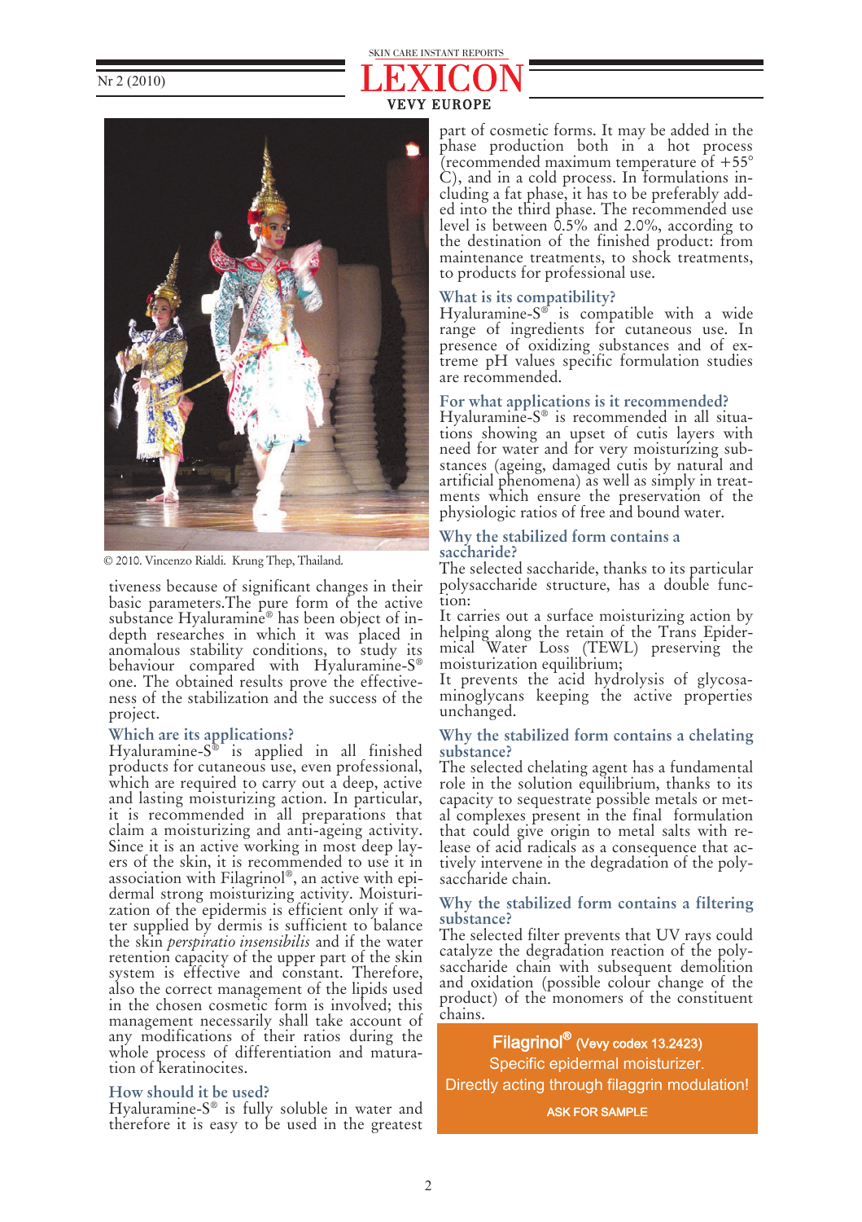© 2010. Vincenzo Rialdi. Krung Thep, Thailand.

tiveness because of significant changes in their basic parameters.The pure form of the active substance Hyaluramine® has been object of in-depth researches in which it was placed in anomalous stability conditions, to study its behaviour compared with Hyaluramine-S® one. The obtained results prove the effectiveness of the stabilization and the success of the project.

### Which are its applications?

Hyaluramine-S® is applied in all finished products for cutaneous use, even professional, which are required to carry out a deep, active and lasting moisturizing action. In particular, it is recommended in all preparations that claim a moisturizing and anti-ageing activity. Since it is an active working in most deep layers of the skin, it is recommended to use it in association with Filagrinol®, an active with epidermal strong moisturizing activity. Moisturization of the epidermis is efficient only if water supplied by dermis is sufficient to balance the skin *perspiratio insensibilis* and if the water retention capacity of the upper part of the skin system is effective and constant. Therefore, also the correct management of the lipids used in the chosen cosmetic form is involved; this management necessarily shall take account of any modifications of their ratios during the whole process of differentiation and maturation of keratinocites.

### How should it be used?

Hyaluramine-S® is fully soluble in water and therefore it is easy to be used in the greatest part of cosmetic forms. It may be added in the phase production both in a hot process (recommended maximum temperature of +55° C), and in a cold process. In formulations including a fat phase, it has to be preferably added into the third phase. The recommended use level is between 0.5% and 2.0%, according to the destination of the finished product: from maintenance treatments, to shock treatments, to products for professional use.

### What is its compatibility?

Hyaluramine-S® is compatible with a wide range of ingredients for cutaneous use. In presence of oxidizing substances and of extreme pH values specific formulation studies are recommended.

### For what applications is it recommended?

Hyaluramine-S® is recommended in all situations showing an upset of cutis layers with need for water and for very moisturizing substances (ageing, damaged cutis by natural and artificial phenomena) as well as simply in treatments which ensure the preservation of the physiologic ratios of free and bound water.

### Why the stabilized form contains a saccharide?

The selected saccharide, thanks to its particular polysaccharide structure, has a double function:

It carries out a surface moisturizing action by helping along the retain of the Trans Epidermical Water Loss (TEWL) preserving the moisturization equilibrium;

It prevents the acid hydrolysis of glycosaminoglycans keeping the active properties unchanged.

### Why the stabilized form contains a chelating substance?

The selected chelating agent has a fundamental role in the solution equilibrium, thanks to its capacity to sequestrate possible metals or metal complexes present in the final formulation that could give origin to metal salts with release of acid radicals as a consequence that actively intervene in the degradation of the polysaccharide chain.

### Why the stabilized form contains a filtering substance?

The selected filter prevents that UV rays could catalyze the degradation reaction of the polysaccharide chain with subsequent demolition and oxidation (possible colour change of the product) of the monomers of the constituent chains.

**Filagrinol®** (Vevy codex 13.2423)
Specific epidermal moisturizer.
Directly acting through filaggrin modulation!
**ASK FOR SAMPLE**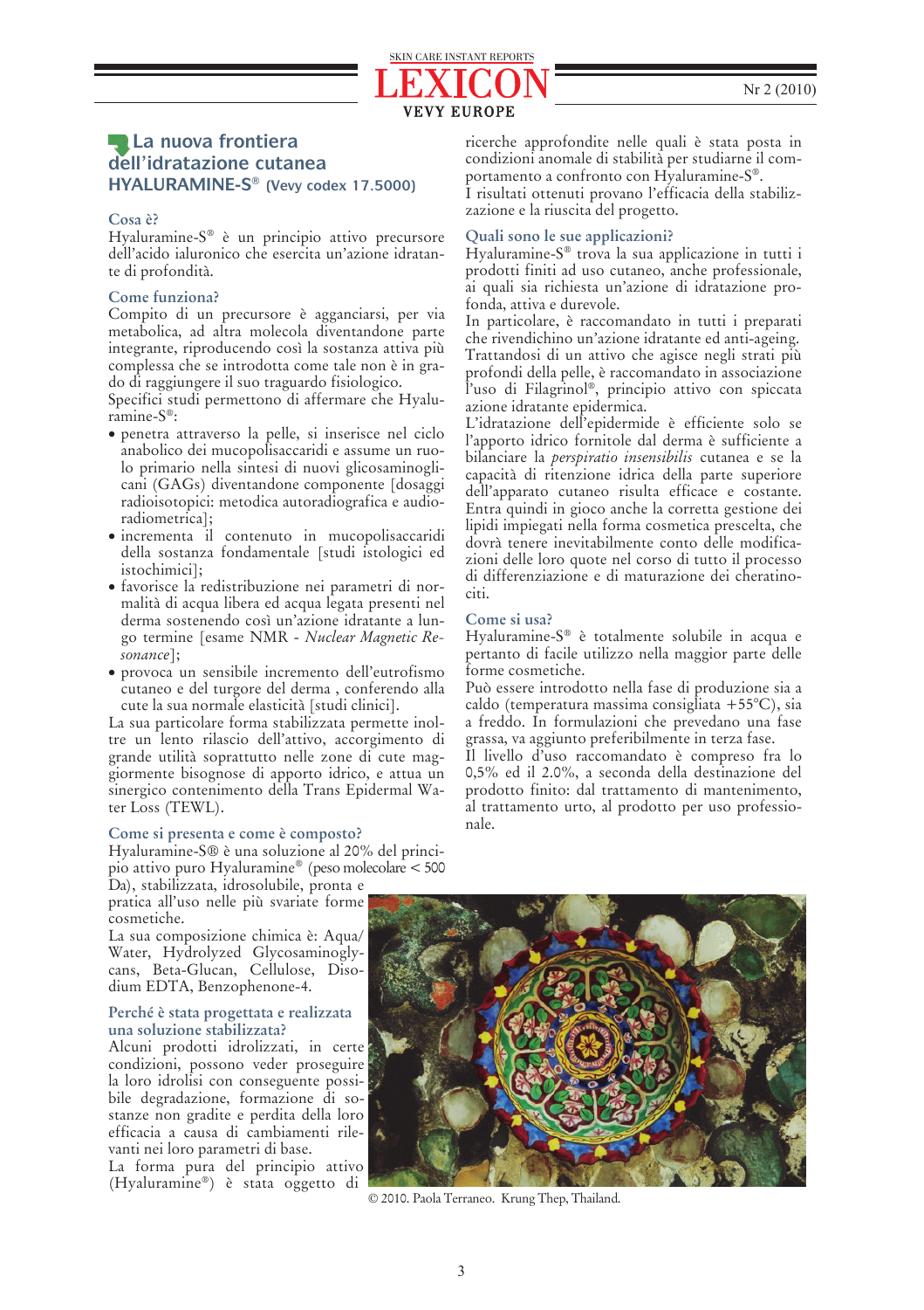## La nuova frontiera dell'idratazione cutanea

### HYALURAMINE-S® (Vevy codex 17.5000)

### Cosa è?

Hyaluramine-S® è un principio attivo precursore dell'acido ialuronico che esercita un'azione idratante di profondità.

### Come funziona?

Compito di un precursore è agganciarsi, per via metabolica, ad altra molecola diventandone parte integrante, riproducendo così la sostanza attiva più complessa che se introdotta come tale non è in grado di raggiungere il suo traguardo fisiologico.

Specifici studi permettono di affermare che Hyaluramine-S®:

- penetra attraverso la pelle, si inserisce nel ciclo anabolico dei mucopolisaccaridi e assume un ruolo primario nella sintesi di nuovi glicosaminoglicani (GAGs) diventandone componente [dosaggi radioisotopici: metodica autoradiografica e audioradiometrica];
- incrementa il contenuto in mucopolisaccaridi della sostanza fondamentale [studi istologici ed istochimici];
- favorisce la redistribuzione nei parametri di normalità di acqua libera ed acqua legata presenti nel derma sostenendo così un'azione idratante a lungo termine [esame NMR - *Nuclear Magnetic Resonance*];
- provoca un sensibile incremento dell'eutrofismo cutaneo e del turgore del derma , conferendo alla cute la sua normale elasticità [studi clinici].

La sua particolare forma stabilizzata permette inoltre un lento rilascio dell'attivo, accorgimento di grande utilità soprattutto nelle zone di cute maggiormente bisognose di apporto idrico, e attua un sinergico contenimento della Trans Epidermal Water Loss (TEWL).

### Come si presenta e come è composto?

Hyaluramine-S® è una soluzione al 20% del principio attivo puro Hyaluramine® (peso molecolare < 500 Da), stabilizzata, idrosolubile, pronta e pratica all'uso nelle più svariate forme cosmetiche.

La sua composizione chimica è: Aqua/Water, Hydrolyzed Glycosaminoglycans, Beta-Glucan, Cellulose, Disodium EDTA, Benzophenone-4.

### Perché è stata progettata e realizzata una soluzione stabilizzata?

Alcuni prodotti idrolizzati, in certe condizioni, possono veder proseguire la loro idrolisi con conseguente possibile degradazione, formazione di sostanze non gradite e perdita della loro efficacia a causa di cambiamenti rilevanti nei loro parametri di base.

La forma pura del principio attivo (Hyaluramine®) è stata oggetto di ricerche approfondite nelle quali è stata posta in condizioni anomale di stabilità per studiarne il comportamento a confronto con Hyaluramine-S®.

I risultati ottenuti provano l'efficacia della stabilizzazione e la riuscita del progetto.

### Quali sono le sue applicazioni?

Hyaluramine-S® trova la sua applicazione in tutti i prodotti finiti ad uso cutaneo, anche professionale, ai quali sia richiesta un'azione di idratazione profonda, attiva e durevole.

In particolare, è raccomandato in tutti i preparati che rivendichino un'azione idratante ed anti-ageing.

Trattandosi di un attivo che agisce negli strati più profondi della pelle, è raccomandato in associazione l'uso di Filagrinol®, principio attivo con spiccata azione idratante epidermica.

L'idratazione dell'epidermide è efficiente solo se l'apporto idrico fornitole dal derma è sufficiente a bilanciare la *perspiratio insensibilis* cutanea e se la capacità di ritenzione idrica della parte superiore dell'apparato cutaneo risulta efficace e costante. Entra quindi in gioco anche la corretta gestione dei lipidi impiegati nella forma cosmetica prescelta, che dovrà tenere inevitabilmente conto delle modificazioni delle loro quote nel corso di tutto il processo di differenziazione e di maturazione dei cheratinociti.

### Come si usa?

Hyaluramine-S® è totalmente solubile in acqua e pertanto di facile utilizzo nella maggior parte delle forme cosmetiche.

Può essere introdotto nella fase di produzione sia a caldo (temperatura massima consigliata +55°C), sia a freddo. In formulazioni che prevedano una fase grassa, va aggiunto preferibilmente in terza fase.

Il livello d'uso raccomandato è compreso fra lo 0,5% ed il 2.0%, a seconda della destinazione del prodotto finito: dal trattamento di mantenimento, al trattamento urto, al prodotto per uso professionale.

© 2010. Paola Terraneo. Krung Thep, Thailand.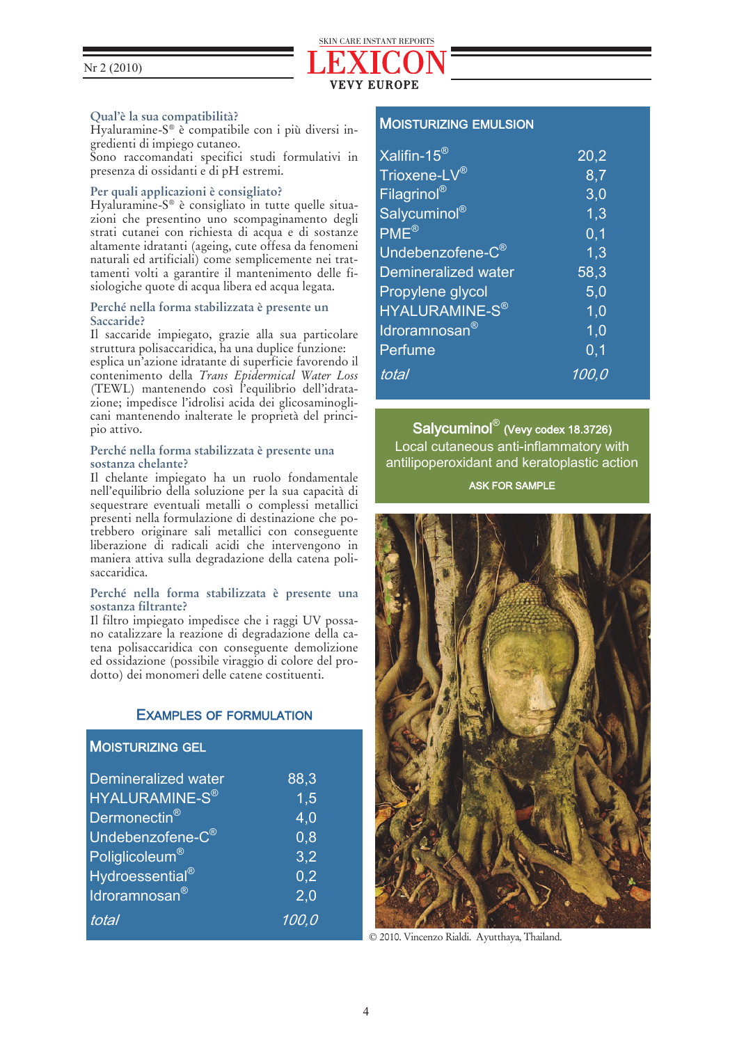### Qual'è la sua compatibilità?

Hyaluramine-S® è compatibile con i più diversi ingredienti di impiego cutaneo.
Sono raccomandati specifici studi formulativi in presenza di ossidanti e di pH estremi.

### Per quali applicazioni è consigliato?

Hyaluramine-S® è consigliato in tutte quelle situazioni che presentino uno scompaginamento degli strati cutanei con richiesta di acqua e di sostanze altamente idratanti (ageing, cute offesa da fenomeni naturali ed artificiali) come semplicemente nei trattamenti volti a garantire il mantenimento delle fisiologiche quote di acqua libera ed acqua legata.

### Perché nella forma stabilizzata è presente un Saccaride?

Il saccaride impiegato, grazie alla sua particolare struttura polisaccaridica, ha una duplice funzione: esplica un'azione idratante di superficie favorendo il contenimento della *Trans Epidermical Water Loss* (TEWL) mantenendo così l'equilibrio dell'idratazione; impedisce l'idrolisi acida dei glicosaminoglicani mantenendo inalterate le proprietà del principio attivo.

### Perché nella forma stabilizzata è presente una sostanza chelante?

Il chelante impiegato ha un ruolo fondamentale nell'equilibrio della soluzione per la sua capacità di sequestrare eventuali metalli o complessi metallici presenti nella formulazione di destinazione che potrebbero originare sali metallici con conseguente liberazione di radicali acidi che intervengono in maniera attiva sulla degradazione della catena polisaccaridica.

### Perché nella forma stabilizzata è presente una sostanza filtrante?

Il filtro impiegato impedisce che i raggi UV possano catalizzare la reazione di degradazione della catena polisaccaridica con conseguente demolizione ed ossidazione (possibile viraggio di colore del prodotto) dei monomeri delle catene costituenti.

## Examples of formulation

### Moisturizing gel

| | |
|---|---|
| Demineralized water | 88,3 |
| HYALURAMINE-S® | 1,5 |
| Dermonectin® | 4,0 |
| Undebenzofene-C® | 0,8 |
| Poliglicoleum® | 3,2 |
| Hydroessential® | 0,2 |
| Idroramnosan® | 2,0 |
| *total* | *100,0* |

### Moisturizing emulsion

| | |
|---|---|
| Xalifin-15® | 20,2 |
| Trioxene-LV® | 8,7 |
| Filagrinol® | 3,0 |
| Salycuminol® | 1,3 |
| PME® | 0,1 |
| Undebenzofene-C® | 1,3 |
| Demineralized water | 58,3 |
| Propylene glycol | 5,0 |
| HYALURAMINE-S® | 1,0 |
| Idroramnosan® | 1,0 |
| Perfume | 0,1 |
| *total* | *100,0* |

**Salycuminol®** (Vevy codex 18.3726)
Local cutaneous anti-inflammatory with antilipoperoxidant and keratoplastic action
ASK FOR SAMPLE

© 2010. Vincenzo Rialdi. Ayutthaya, Thailand.